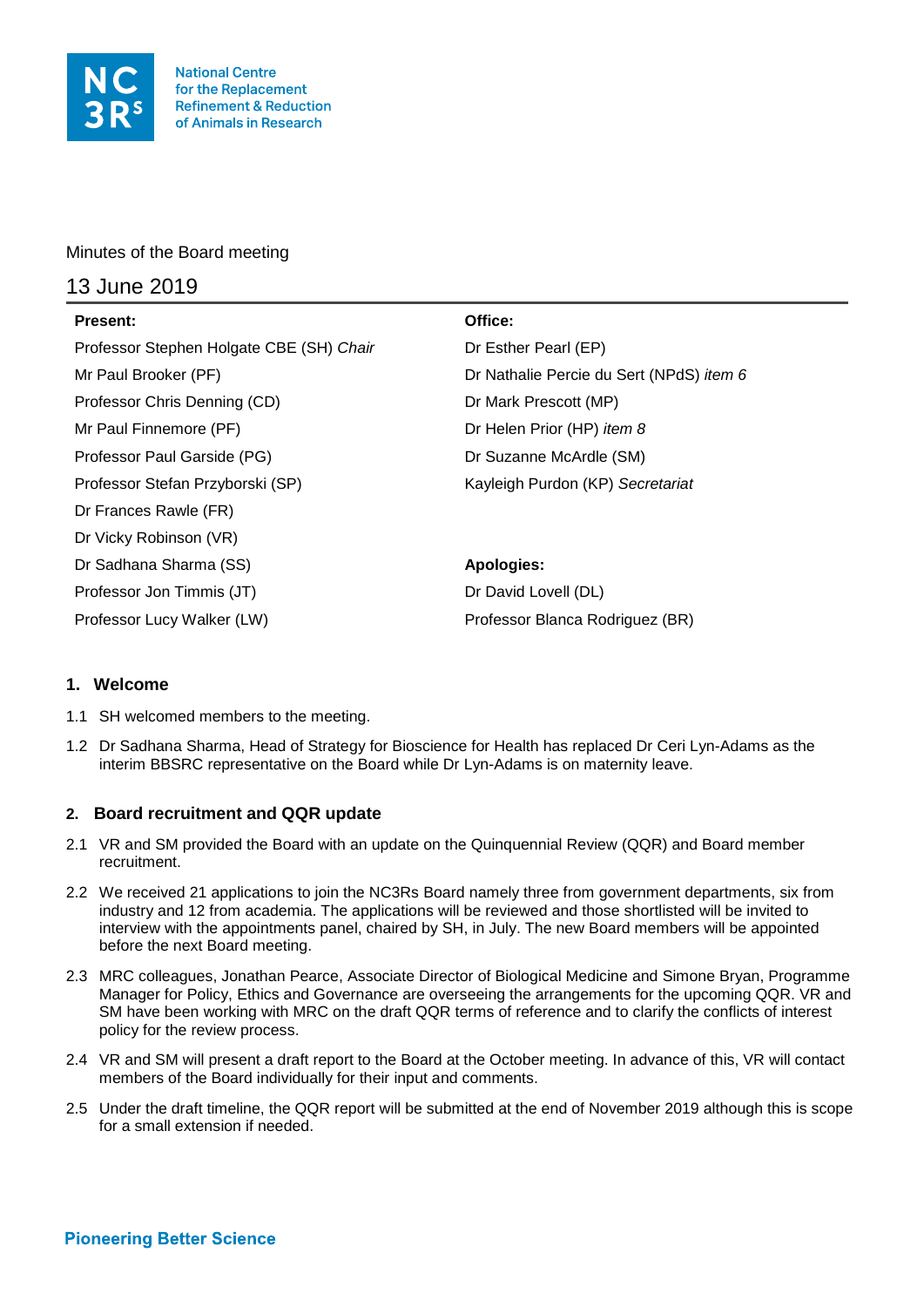National Centre for the Replacement Refinement & Reduction of Animals in Research

Minutes of the Board meeting

# 13 June 2019

| **Present:** | **Office:** |
| --- | --- |
| Professor Stephen Holgate CBE (SH) *Chair* | Dr Esther Pearl (EP) |
| Mr Paul Brooker (PF) | Dr Nathalie Percie du Sert (NPdS) *item 6* |
| Professor Chris Denning (CD) | Dr Mark Prescott (MP) |
| Mr Paul Finnemore (PF) | Dr Helen Prior (HP) *item 8* |
| Professor Paul Garside (PG) | Dr Suzanne McArdle (SM) |
| Professor Stefan Przyborski (SP) | Kayleigh Purdon (KP) *Secretariat* |
| Dr Frances Rawle (FR) | |
| Dr Vicky Robinson (VR) | |
| Dr Sadhana Sharma (SS) | **Apologies:** |
| Professor Jon Timmis (JT) | Dr David Lovell (DL) |
| Professor Lucy Walker (LW) | Professor Blanca Rodriguez (BR) |

## 1. Welcome

1.1 SH welcomed members to the meeting.

1.2 Dr Sadhana Sharma, Head of Strategy for Bioscience for Health has replaced Dr Ceri Lyn-Adams as the interim BBSRC representative on the Board while Dr Lyn-Adams is on maternity leave.

## 2. Board recruitment and QQR update

2.1 VR and SM provided the Board with an update on the Quinquennial Review (QQR) and Board member recruitment.

2.2 We received 21 applications to join the NC3Rs Board namely three from government departments, six from industry and 12 from academia. The applications will be reviewed and those shortlisted will be invited to interview with the appointments panel, chaired by SH, in July. The new Board members will be appointed before the next Board meeting.

2.3 MRC colleagues, Jonathan Pearce, Associate Director of Biological Medicine and Simone Bryan, Programme Manager for Policy, Ethics and Governance are overseeing the arrangements for the upcoming QQR. VR and SM have been working with MRC on the draft QQR terms of reference and to clarify the conflicts of interest policy for the review process.

2.4 VR and SM will present a draft report to the Board at the October meeting. In advance of this, VR will contact members of the Board individually for their input and comments.

2.5 Under the draft timeline, the QQR report will be submitted at the end of November 2019 although this is scope for a small extension if needed.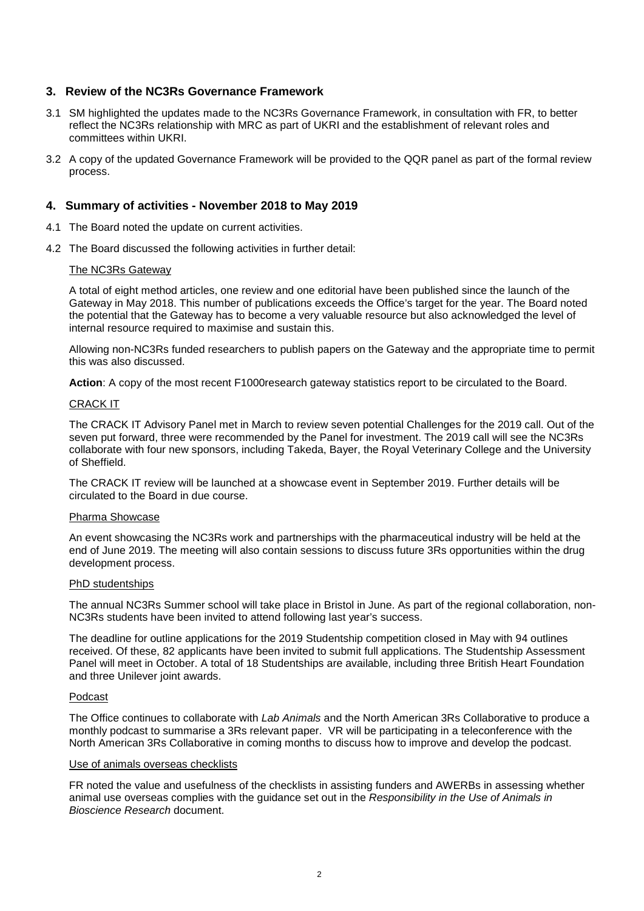## 3. Review of the NC3Rs Governance Framework

3.1 SM highlighted the updates made to the NC3Rs Governance Framework, in consultation with FR, to better reflect the NC3Rs relationship with MRC as part of UKRI and the establishment of relevant roles and committees within UKRI.

3.2 A copy of the updated Governance Framework will be provided to the QQR panel as part of the formal review process.

## 4. Summary of activities - November 2018 to May 2019

4.1 The Board noted the update on current activities.

4.2 The Board discussed the following activities in further detail:

The NC3Rs Gateway

A total of eight method articles, one review and one editorial have been published since the launch of the Gateway in May 2018. This number of publications exceeds the Office's target for the year. The Board noted the potential that the Gateway has to become a very valuable resource but also acknowledged the level of internal resource required to maximise and sustain this.

Allowing non-NC3Rs funded researchers to publish papers on the Gateway and the appropriate time to permit this was also discussed.

**Action**: A copy of the most recent F1000research gateway statistics report to be circulated to the Board.

CRACK IT

The CRACK IT Advisory Panel met in March to review seven potential Challenges for the 2019 call. Out of the seven put forward, three were recommended by the Panel for investment. The 2019 call will see the NC3Rs collaborate with four new sponsors, including Takeda, Bayer, the Royal Veterinary College and the University of Sheffield.

The CRACK IT review will be launched at a showcase event in September 2019. Further details will be circulated to the Board in due course.

Pharma Showcase

An event showcasing the NC3Rs work and partnerships with the pharmaceutical industry will be held at the end of June 2019. The meeting will also contain sessions to discuss future 3Rs opportunities within the drug development process.

PhD studentships

The annual NC3Rs Summer school will take place in Bristol in June. As part of the regional collaboration, non-NC3Rs students have been invited to attend following last year's success.

The deadline for outline applications for the 2019 Studentship competition closed in May with 94 outlines received. Of these, 82 applicants have been invited to submit full applications. The Studentship Assessment Panel will meet in October. A total of 18 Studentships are available, including three British Heart Foundation and three Unilever joint awards.

Podcast

The Office continues to collaborate with *Lab Animals* and the North American 3Rs Collaborative to produce a monthly podcast to summarise a 3Rs relevant paper. VR will be participating in a teleconference with the North American 3Rs Collaborative in coming months to discuss how to improve and develop the podcast.

Use of animals overseas checklists

FR noted the value and usefulness of the checklists in assisting funders and AWERBs in assessing whether animal use overseas complies with the guidance set out in the *Responsibility in the Use of Animals in Bioscience Research* document.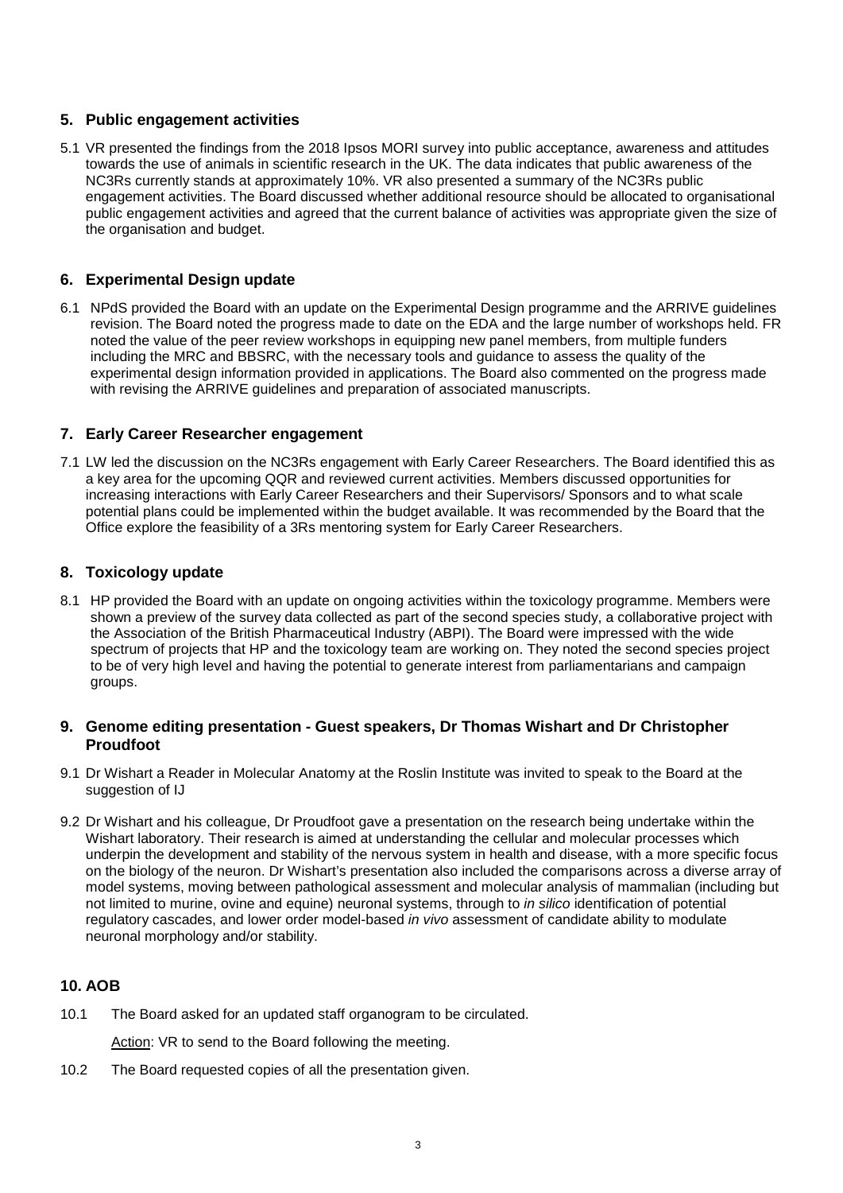## 5. Public engagement activities

5.1 VR presented the findings from the 2018 Ipsos MORI survey into public acceptance, awareness and attitudes towards the use of animals in scientific research in the UK. The data indicates that public awareness of the NC3Rs currently stands at approximately 10%. VR also presented a summary of the NC3Rs public engagement activities. The Board discussed whether additional resource should be allocated to organisational public engagement activities and agreed that the current balance of activities was appropriate given the size of the organisation and budget.

## 6. Experimental Design update

6.1 NPdS provided the Board with an update on the Experimental Design programme and the ARRIVE guidelines revision. The Board noted the progress made to date on the EDA and the large number of workshops held. FR noted the value of the peer review workshops in equipping new panel members, from multiple funders including the MRC and BBSRC, with the necessary tools and guidance to assess the quality of the experimental design information provided in applications. The Board also commented on the progress made with revising the ARRIVE guidelines and preparation of associated manuscripts.

## 7. Early Career Researcher engagement

7.1 LW led the discussion on the NC3Rs engagement with Early Career Researchers. The Board identified this as a key area for the upcoming QQR and reviewed current activities. Members discussed opportunities for increasing interactions with Early Career Researchers and their Supervisors/ Sponsors and to what scale potential plans could be implemented within the budget available. It was recommended by the Board that the Office explore the feasibility of a 3Rs mentoring system for Early Career Researchers.

## 8. Toxicology update

8.1 HP provided the Board with an update on ongoing activities within the toxicology programme. Members were shown a preview of the survey data collected as part of the second species study, a collaborative project with the Association of the British Pharmaceutical Industry (ABPI). The Board were impressed with the wide spectrum of projects that HP and the toxicology team are working on. They noted the second species project to be of very high level and having the potential to generate interest from parliamentarians and campaign groups.

## 9. Genome editing presentation - Guest speakers, Dr Thomas Wishart and Dr Christopher Proudfoot

9.1 Dr Wishart a Reader in Molecular Anatomy at the Roslin Institute was invited to speak to the Board at the suggestion of IJ

9.2 Dr Wishart and his colleague, Dr Proudfoot gave a presentation on the research being undertake within the Wishart laboratory. Their research is aimed at understanding the cellular and molecular processes which underpin the development and stability of the nervous system in health and disease, with a more specific focus on the biology of the neuron. Dr Wishart's presentation also included the comparisons across a diverse array of model systems, moving between pathological assessment and molecular analysis of mammalian (including but not limited to murine, ovine and equine) neuronal systems, through to *in silico* identification of potential regulatory cascades, and lower order model-based *in vivo* assessment of candidate ability to modulate neuronal morphology and/or stability.

## 10. AOB

10.1 The Board asked for an updated staff organogram to be circulated.

Action: VR to send to the Board following the meeting.

10.2 The Board requested copies of all the presentation given.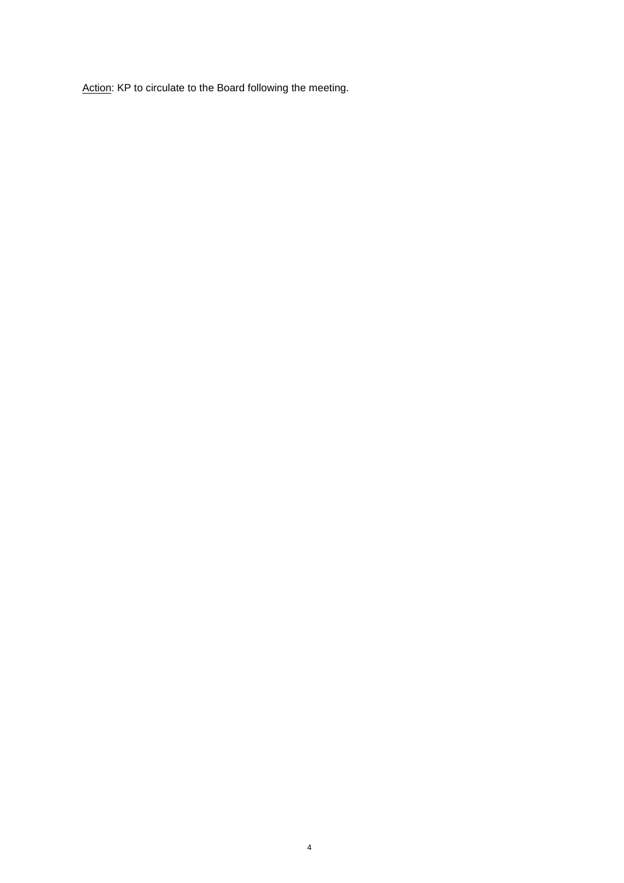<u>Action</u>: KP to circulate to the Board following the meeting.